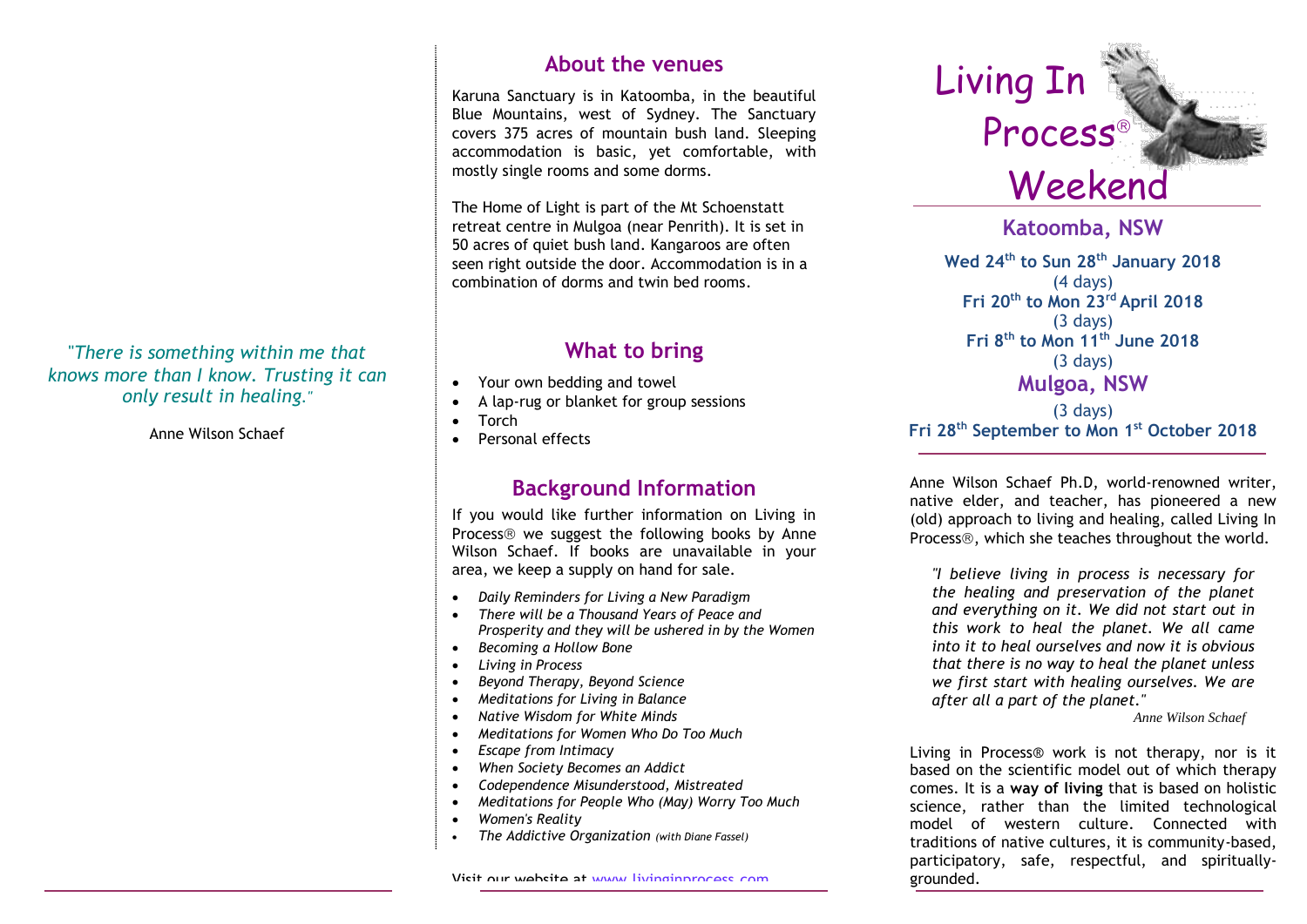"*There is something within me that knows more than I know. Trusting it can only result in healing.*"

Anne Wilson Schaef

## About the venues

Karuna Sanctuary is in Katoomba, in the beautiful Blue Mountains, west of Sydney. The Sanctuary covers 375 acres of mountain bush land. Sleeping accommodation is basic, yet comfortable, with mostly single rooms and some dorms.

The Home of Light is part of the Mt Schoenstatt retreat centre in Mulgoa (near Penrith). It is set in 50 acres of quiet bush land. Kangaroos are often seen right outside the door. Accommodation is in a combination of dorms and twin bed rooms.

## What to bring

- Your own bedding and towel
- A lap-rug or blanket for group sessions
- Torch
- Personal effects

## Background Information

If you would like further information on Living in Process® we suggest the following books by Anne Wilson Schaef. If books are unavailable in your area, we keep a supply on hand for sale.

- *Daily Reminders for Living a New Paradigm*
- *There will be a Thousand Years of Peace and Prosperity and they will be ushered in by the Women*
- *Becoming a Hollow Bone*
- *Living in Process*
- *Beyond Therapy, Beyond Science*
- *Meditations for Living in Balance*
- *Native Wisdom for White Minds*
- *Meditations for Women Who Do Too Much*
- *Escape from Intimacy*
- *When Society Becomes an Addict*
- *Codependence Misunderstood, Mistreated*
- *Meditations for People Who (May) Worry Too Much*
- *Women's Reality*
- *The Addictive Organization* *(with Diane Fassel)*

Visit our website at www.livinginprocess.com

# Living In Process® Weekend

## Katoomba, NSW

**Wed 24th to Sun 28th January 2018**
(4 days)
**Fri 20th to Mon 23rd April 2018**
(3 days)
**Fri 8th to Mon 11th June 2018**
(3 days)

## Mulgoa, NSW

(3 days)
**Fri 28th September to Mon 1st October 2018**

Anne Wilson Schaef Ph.D, world-renowned writer, native elder, and teacher, has pioneered a new (old) approach to living and healing, called Living In Process®, which she teaches throughout the world.

*"I believe living in process is necessary for the healing and preservation of the planet and everything on it. We did not start out in this work to heal the planet. We all came into it to heal ourselves and now it is obvious that there is no way to heal the planet unless we first start with healing ourselves. We are after all a part of the planet."*

*Anne Wilson Schaef*

Living in Process® work is not therapy, nor is it based on the scientific model out of which therapy comes. It is a **way of living** that is based on holistic science, rather than the limited technological model of western culture. Connected with traditions of native cultures, it is community-based, participatory, safe, respectful, and spiritually-grounded.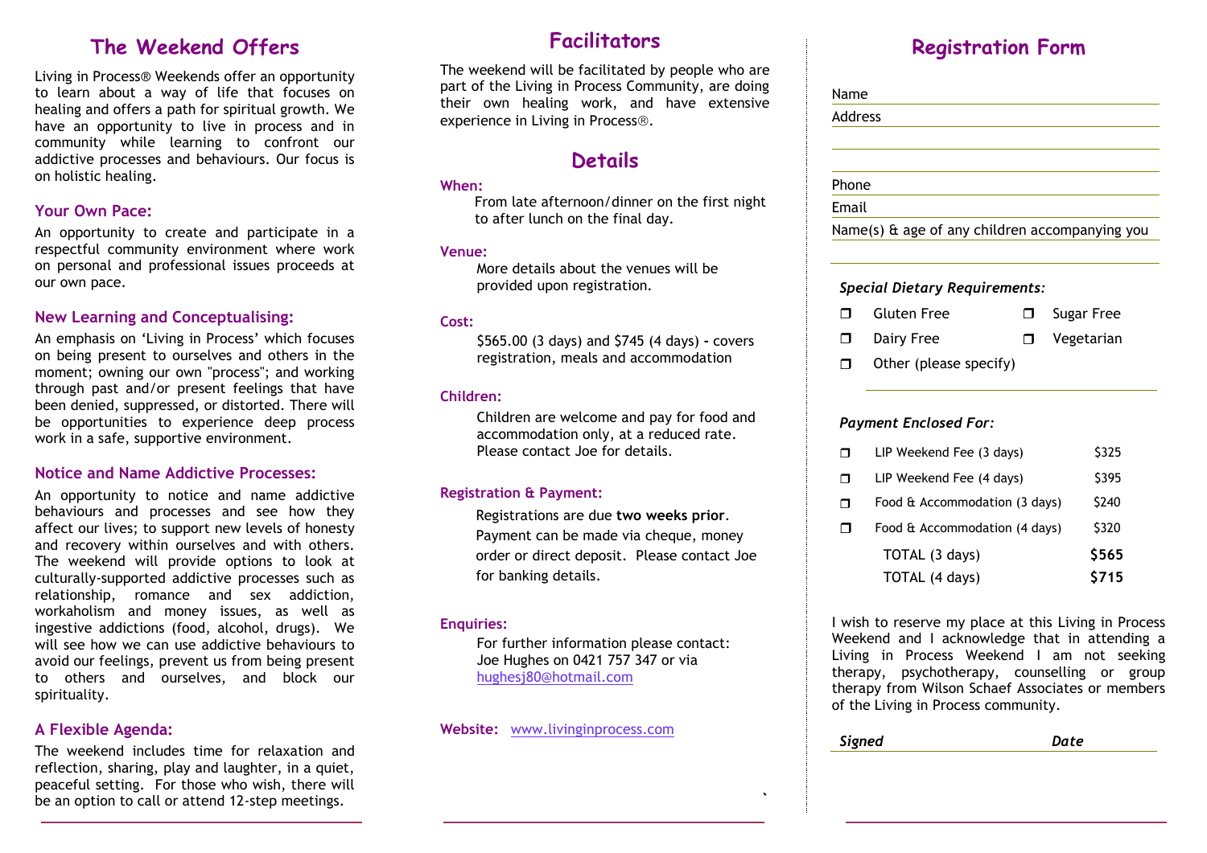## The Weekend Offers

Living in Process® Weekends offer an opportunity to learn about a way of life that focuses on healing and offers a path for spiritual growth. We have an opportunity to live in process and in community while learning to confront our addictive processes and behaviours. Our focus is on holistic healing.

### Your Own Pace:

An opportunity to create and participate in a respectful community environment where work on personal and professional issues proceeds at our own pace.

### New Learning and Conceptualising:

An emphasis on 'Living in Process' which focuses on being present to ourselves and others in the moment; owning our own "process"; and working through past and/or present feelings that have been denied, suppressed, or distorted. There will be opportunities to experience deep process work in a safe, supportive environment.

### Notice and Name Addictive Processes:

An opportunity to notice and name addictive behaviours and processes and see how they affect our lives; to support new levels of honesty and recovery within ourselves and with others. The weekend will provide options to look at culturally-supported addictive processes such as relationship, romance and sex addiction, workaholism and money issues, as well as ingestive addictions (food, alcohol, drugs). We will see how we can use addictive behaviours to avoid our feelings, prevent us from being present to others and ourselves, and block our spirituality.

### A Flexible Agenda:

The weekend includes time for relaxation and reflection, sharing, play and laughter, in a quiet, peaceful setting. For those who wish, there will be an option to call or attend 12-step meetings.

## Facilitators

The weekend will be facilitated by people who are part of the Living in Process Community, are doing their own healing work, and have extensive experience in Living in Process®.

## Details

**When:**

From late afternoon/dinner on the first night to after lunch on the final day.

**Venue:**

More details about the venues will be provided upon registration.

**Cost:**

$565.00 (3 days) and $745 (4 days) - covers registration, meals and accommodation

**Children:**

Children are welcome and pay for food and accommodation only, at a reduced rate. Please contact Joe for details.

**Registration & Payment:**

Registrations are due **two weeks prior**. Payment can be made via cheque, money order or direct deposit. Please contact Joe for banking details.

**Enquiries:**

For further information please contact: Joe Hughes on 0421 757 347 or via hughesj80@hotmail.com

**Website:** www.livinginprocess.com

## Registration Form

Name

Address

Phone

Email

Name(s) & age of any children accompanying you

*Special Dietary Requirements:*

- ☐ Gluten Free
- ☐ Sugar Free
- ☐ Dairy Free
- ☐ Vegetarian
- ☐ Other (please specify)

*Payment Enclosed For:*

| | | |
|---|---|---|
| ☐ | LIP Weekend Fee (3 days) | $325 |
| ☐ | LIP Weekend Fee (4 days) | $395 |
| ☐ | Food & Accommodation (3 days) | $240 |
| ☐ | Food & Accommodation (4 days) | $320 |
| | TOTAL (3 days) | **$565** |
| | TOTAL (4 days) | **$715** |

I wish to reserve my place at this Living in Process Weekend and I acknowledge that in attending a Living in Process Weekend I am not seeking therapy, psychotherapy, counselling or group therapy from Wilson Schaef Associates or members of the Living in Process community.

*Signed* *Date*